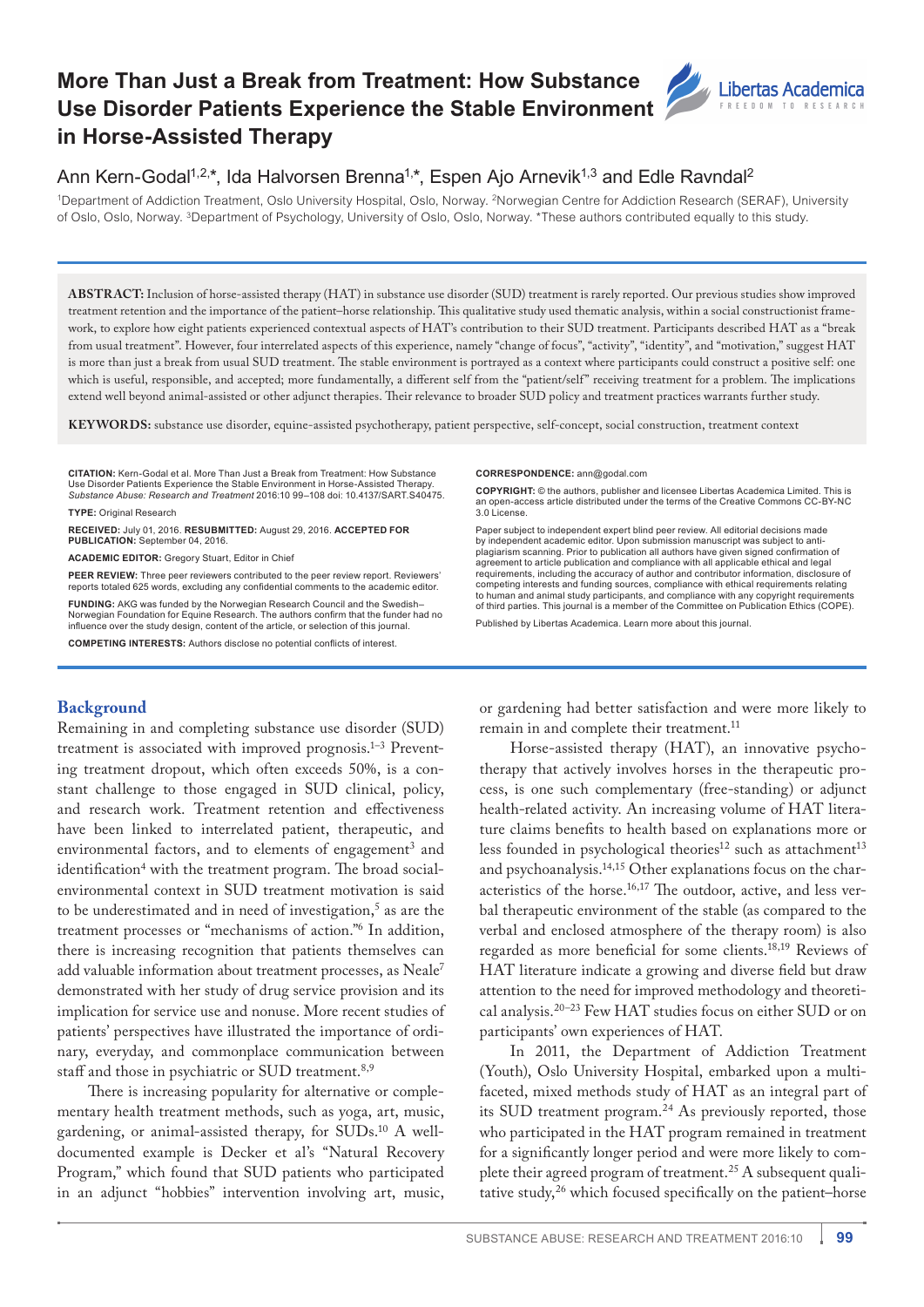# More Than Just a Break from Treatment: How Substance Use Disorder Patients Experience the Stable Environment in Horse-Assisted Therapy

Ann Kern-Godal[1,2,*], Ida Halvorsen Brenna[1,*], Espen Ajo Arnevik[1,3] and Edle Ravndal[2]

[1]Department of Addiction Treatment, Oslo University Hospital, Oslo, Norway. [2]Norwegian Centre for Addiction Research (SERAF), University of Oslo, Oslo, Norway. [3]Department of Psychology, University of Oslo, Oslo, Norway. *These authors contributed equally to this study.

**ABSTRACT:** Inclusion of horse-assisted therapy (HAT) in substance use disorder (SUD) treatment is rarely reported. Our previous studies show improved treatment retention and the importance of the patient–horse relationship. This qualitative study used thematic analysis, within a social constructionist framework, to explore how eight patients experienced contextual aspects of HAT's contribution to their SUD treatment. Participants described HAT as a "break from usual treatment". However, four interrelated aspects of this experience, namely "change of focus", "activity", "identity", and "motivation", suggest HAT is more than just a break from usual SUD treatment. The stable environment is portrayed as a context where participants could construct a positive self: one which is useful, responsible, and accepted; more fundamentally, a different self from the "patient/self" receiving treatment for a problem. The implications extend well beyond animal-assisted or other adjunct therapies. Their relevance to broader SUD policy and treatment practices warrants further study.

**KEYWORDS:** substance use disorder, equine-assisted psychotherapy, patient perspective, self-concept, social construction, treatment context

**CITATION:** Kern-Godal et al. More Than Just a Break from Treatment: How Substance Use Disorder Patients Experience the Stable Environment in Horse-Assisted Therapy. *Substance Abuse: Research and Treatment* 2016:10 99–108 doi: 10.4137/SART.S40475.

**TYPE:** Original Research

**RECEIVED:** July 01, 2016. **RESUBMITTED:** August 29, 2016. **ACCEPTED FOR PUBLICATION:** September 04, 2016.

**ACADEMIC EDITOR:** Gregory Stuart, Editor in Chief

**PEER REVIEW:** Three peer reviewers contributed to the peer review report. Reviewers' reports totaled 625 words, excluding any confidential comments to the academic editor.

**FUNDING:** AKG was funded by the Norwegian Research Council and the Swedish–Norwegian Foundation for Equine Research. The authors confirm that the funder had no influence over the study design, content of the article, or selection of this journal.

**COMPETING INTERESTS:** Authors disclose no potential conflicts of interest.

**CORRESPONDENCE:** ann@godal.com

**COPYRIGHT:** © the authors, publisher and licensee Libertas Academica Limited. This is an open-access article distributed under the terms of the Creative Commons CC-BY-NC 3.0 License.

Paper subject to independent expert blind peer review. All editorial decisions made by independent academic editor. Upon submission manuscript was subject to anti-plagiarism scanning. Prior to publication all authors have given signed confirmation of agreement to article publication and compliance with all applicable ethical and legal requirements, including the accuracy of author and contributor information, disclosure of competing interests and funding sources, compliance with ethical requirements relating to human and animal study participants, and compliance with any copyright requirements of third parties. This journal is a member of the Committee on Publication Ethics (COPE).

Published by Libertas Academica. Learn more about this journal.

## Background

Remaining in and completing substance use disorder (SUD) treatment is associated with improved prognosis.[1–3] Preventing treatment dropout, which often exceeds 50%, is a constant challenge to those engaged in SUD clinical, policy, and research work. Treatment retention and effectiveness have been linked to interrelated patient, therapeutic, and environmental factors, and to elements of engagement[3] and identification[4] with the treatment program. The broad social-environmental context in SUD treatment motivation is said to be underestimated and in need of investigation,[5] as are the treatment processes or "mechanisms of action."[6] In addition, there is increasing recognition that patients themselves can add valuable information about treatment processes, as Neale[7] demonstrated with her study of drug service provision and its implication for service use and nonuse. More recent studies of patients' perspectives have illustrated the importance of ordinary, everyday, and commonplace communication between staff and those in psychiatric or SUD treatment.[8,9]

There is increasing popularity for alternative or complementary health treatment methods, such as yoga, art, music, gardening, or animal-assisted therapy, for SUDs.[10] A well-documented example is Decker et al's "Natural Recovery Program," which found that SUD patients who participated in an adjunct "hobbies" intervention involving art, music, or gardening had better satisfaction and were more likely to remain in and complete their treatment.[11]

Horse-assisted therapy (HAT), an innovative psychotherapy that actively involves horses in the therapeutic process, is one such complementary (free-standing) or adjunct health-related activity. An increasing volume of HAT literature claims benefits to health based on explanations more or less founded in psychological theories[12] such as attachment[13] and psychoanalysis.[14,15] Other explanations focus on the characteristics of the horse.[16,17] The outdoor, active, and less verbal therapeutic environment of the stable (as compared to the verbal and enclosed atmosphere of the therapy room) is also regarded as more beneficial for some clients.[18,19] Reviews of HAT literature indicate a growing and diverse field but draw attention to the need for improved methodology and theoretical analysis.[20–23] Few HAT studies focus on either SUD or on participants' own experiences of HAT.

In 2011, the Department of Addiction Treatment (Youth), Oslo University Hospital, embarked upon a multifaceted, mixed methods study of HAT as an integral part of its SUD treatment program.[24] As previously reported, those who participated in the HAT program remained in treatment for a significantly longer period and were more likely to complete their agreed program of treatment.[25] A subsequent qualitative study,[26] which focused specifically on the patient–horse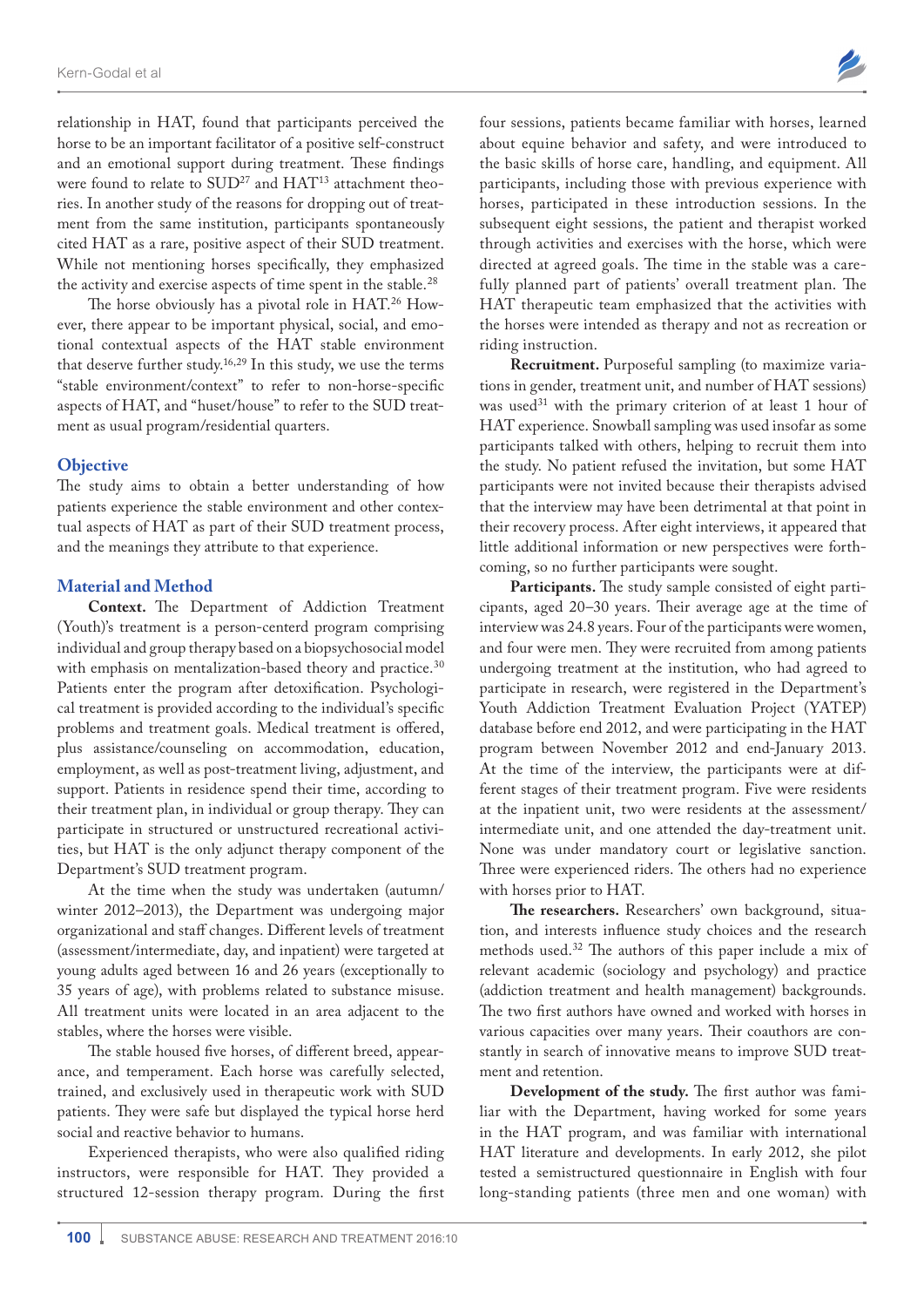relationship in HAT, found that participants perceived the horse to be an important facilitator of a positive self-construct and an emotional support during treatment. These findings were found to relate to SUD[27] and HAT[13] attachment theories. In another study of the reasons for dropping out of treatment from the same institution, participants spontaneously cited HAT as a rare, positive aspect of their SUD treatment. While not mentioning horses specifically, they emphasized the activity and exercise aspects of time spent in the stable.[28]

The horse obviously has a pivotal role in HAT.[26] However, there appear to be important physical, social, and emotional contextual aspects of the HAT stable environment that deserve further study.[16,29] In this study, we use the terms "stable environment/context" to refer to non-horse-specific aspects of HAT, and "huset/house" to refer to the SUD treatment as usual program/residential quarters.

## Objective

The study aims to obtain a better understanding of how patients experience the stable environment and other contextual aspects of HAT as part of their SUD treatment process, and the meanings they attribute to that experience.

## Material and Method

**Context.** The Department of Addiction Treatment (Youth)'s treatment is a person-centerd program comprising individual and group therapy based on a biopsychosocial model with emphasis on mentalization-based theory and practice.[30] Patients enter the program after detoxification. Psychological treatment is provided according to the individual's specific problems and treatment goals. Medical treatment is offered, plus assistance/counseling on accommodation, education, employment, as well as post-treatment living, adjustment, and support. Patients in residence spend their time, according to their treatment plan, in individual or group therapy. They can participate in structured or unstructured recreational activities, but HAT is the only adjunct therapy component of the Department's SUD treatment program.

At the time when the study was undertaken (autumn/winter 2012–2013), the Department was undergoing major organizational and staff changes. Different levels of treatment (assessment/intermediate, day, and inpatient) were targeted at young adults aged between 16 and 26 years (exceptionally to 35 years of age), with problems related to substance misuse. All treatment units were located in an area adjacent to the stables, where the horses were visible.

The stable housed five horses, of different breed, appearance, and temperament. Each horse was carefully selected, trained, and exclusively used in therapeutic work with SUD patients. They were safe but displayed the typical horse herd social and reactive behavior to humans.

Experienced therapists, who were also qualified riding instructors, were responsible for HAT. They provided a structured 12-session therapy program. During the first four sessions, patients became familiar with horses, learned about equine behavior and safety, and were introduced to the basic skills of horse care, handling, and equipment. All participants, including those with previous experience with horses, participated in these introduction sessions. In the subsequent eight sessions, the patient and therapist worked through activities and exercises with the horse, which were directed at agreed goals. The time in the stable was a carefully planned part of patients' overall treatment plan. The HAT therapeutic team emphasized that the activities with the horses were intended as therapy and not as recreation or riding instruction.

**Recruitment.** Purposeful sampling (to maximize variations in gender, treatment unit, and number of HAT sessions) was used[31] with the primary criterion of at least 1 hour of HAT experience. Snowball sampling was used insofar as some participants talked with others, helping to recruit them into the study. No patient refused the invitation, but some HAT participants were not invited because their therapists advised that the interview may have been detrimental at that point in their recovery process. After eight interviews, it appeared that little additional information or new perspectives were forthcoming, so no further participants were sought.

**Participants.** The study sample consisted of eight participants, aged 20–30 years. Their average age at the time of interview was 24.8 years. Four of the participants were women, and four were men. They were recruited from among patients undergoing treatment at the institution, who had agreed to participate in research, were registered in the Department's Youth Addiction Treatment Evaluation Project (YATEP) database before end 2012, and were participating in the HAT program between November 2012 and end-January 2013. At the time of the interview, the participants were at different stages of their treatment program. Five were residents at the inpatient unit, two were residents at the assessment/intermediate unit, and one attended the day-treatment unit. None was under mandatory court or legislative sanction. Three were experienced riders. The others had no experience with horses prior to HAT.

**The researchers.** Researchers' own background, situation, and interests influence study choices and the research methods used.[32] The authors of this paper include a mix of relevant academic (sociology and psychology) and practice (addiction treatment and health management) backgrounds. The two first authors have owned and worked with horses in various capacities over many years. Their coauthors are constantly in search of innovative means to improve SUD treatment and retention.

**Development of the study.** The first author was familiar with the Department, having worked for some years in the HAT program, and was familiar with international HAT literature and developments. In early 2012, she pilot tested a semistructured questionnaire in English with four long-standing patients (three men and one woman) with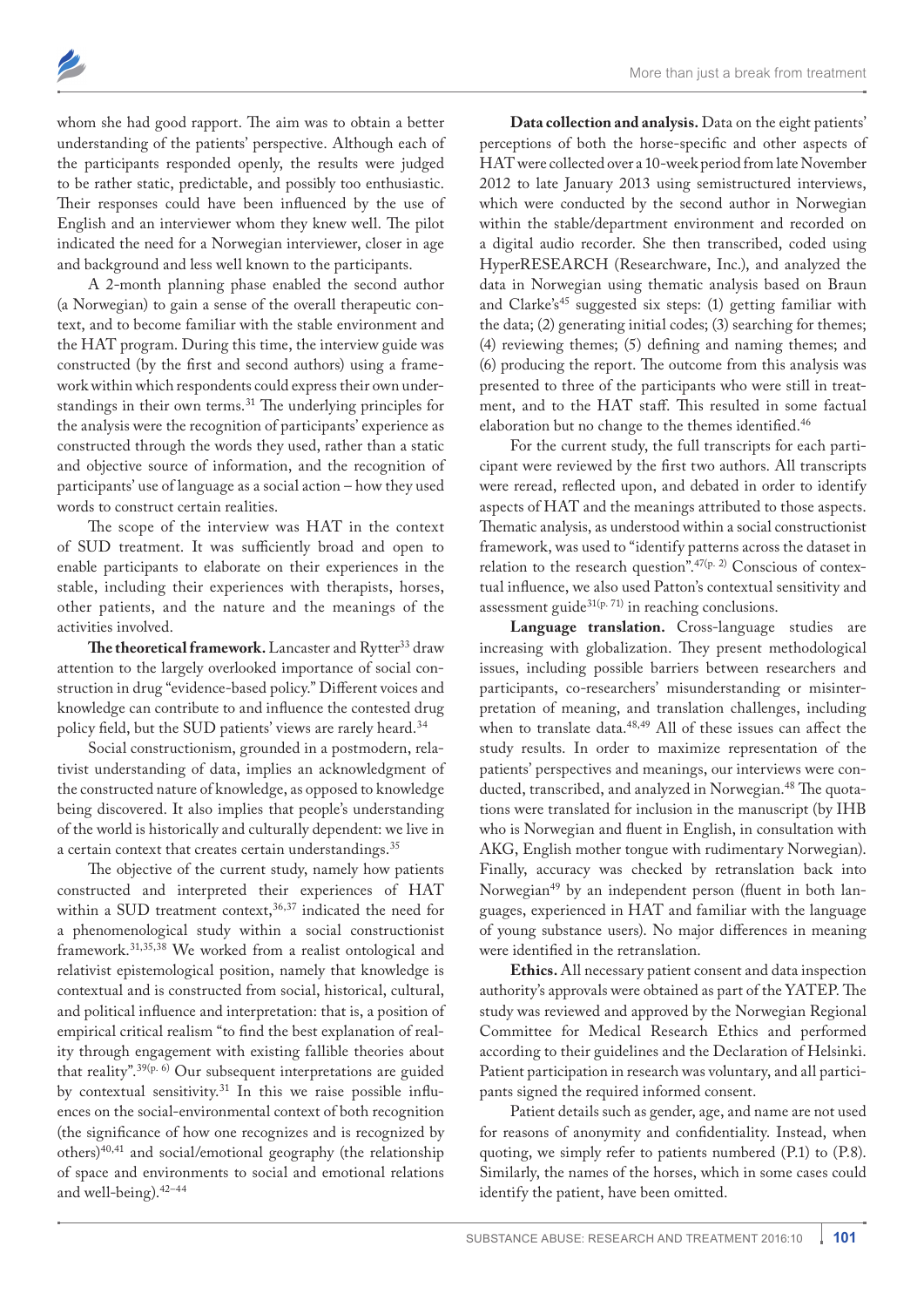whom she had good rapport. The aim was to obtain a better understanding of the patients' perspective. Although each of the participants responded openly, the results were judged to be rather static, predictable, and possibly too enthusiastic. Their responses could have been influenced by the use of English and an interviewer whom they knew well. The pilot indicated the need for a Norwegian interviewer, closer in age and background and less well known to the participants.

A 2-month planning phase enabled the second author (a Norwegian) to gain a sense of the overall therapeutic context, and to become familiar with the stable environment and the HAT program. During this time, the interview guide was constructed (by the first and second authors) using a framework within which respondents could express their own understandings in their own terms.[31] The underlying principles for the analysis were the recognition of participants' experience as constructed through the words they used, rather than a static and objective source of information, and the recognition of participants' use of language as a social action – how they used words to construct certain realities.

The scope of the interview was HAT in the context of SUD treatment. It was sufficiently broad and open to enable participants to elaborate on their experiences in the stable, including their experiences with therapists, horses, other patients, and the nature and the meanings of the activities involved.

**The theoretical framework.** Lancaster and Rytter[33] draw attention to the largely overlooked importance of social construction in drug "evidence-based policy." Different voices and knowledge can contribute to and influence the contested drug policy field, but the SUD patients' views are rarely heard.[34]

Social constructionism, grounded in a postmodern, relativist understanding of data, implies an acknowledgment of the constructed nature of knowledge, as opposed to knowledge being discovered. It also implies that people's understanding of the world is historically and culturally dependent: we live in a certain context that creates certain understandings.[35]

The objective of the current study, namely how patients constructed and interpreted their experiences of HAT within a SUD treatment context,[36,37] indicated the need for a phenomenological study within a social constructionist framework.[31,35,38] We worked from a realist ontological and relativist epistemological position, namely that knowledge is contextual and is constructed from social, historical, cultural, and political influence and interpretation: that is, a position of empirical critical realism "to find the best explanation of reality through engagement with existing fallible theories about that reality".[39(p. 6)] Our subsequent interpretations are guided by contextual sensitivity.[31] In this we raise possible influences on the social-environmental context of both recognition (the significance of how one recognizes and is recognized by others)[40,41] and social/emotional geography (the relationship of space and environments to social and emotional relations and well-being).[42–44]

**Data collection and analysis.** Data on the eight patients' perceptions of both the horse-specific and other aspects of HAT were collected over a 10-week period from late November 2012 to late January 2013 using semistructured interviews, which were conducted by the second author in Norwegian within the stable/department environment and recorded on a digital audio recorder. She then transcribed, coded using HyperRESEARCH (Researchware, Inc.), and analyzed the data in Norwegian using thematic analysis based on Braun and Clarke's[45] suggested six steps: (1) getting familiar with the data; (2) generating initial codes; (3) searching for themes; (4) reviewing themes; (5) defining and naming themes; and (6) producing the report. The outcome from this analysis was presented to three of the participants who were still in treatment, and to the HAT staff. This resulted in some factual elaboration but no change to the themes identified.[46]

For the current study, the full transcripts for each participant were reviewed by the first two authors. All transcripts were reread, reflected upon, and debated in order to identify aspects of HAT and the meanings attributed to those aspects. Thematic analysis, as understood within a social constructionist framework, was used to "identify patterns across the dataset in relation to the research question".[47(p. 2)] Conscious of contextual influence, we also used Patton's contextual sensitivity and assessment guide[31(p. 71)] in reaching conclusions.

**Language translation.** Cross-language studies are increasing with globalization. They present methodological issues, including possible barriers between researchers and participants, co-researchers' misunderstanding or misinterpretation of meaning, and translation challenges, including when to translate data.[48,49] All of these issues can affect the study results. In order to maximize representation of the patients' perspectives and meanings, our interviews were conducted, transcribed, and analyzed in Norwegian.[48] The quotations were translated for inclusion in the manuscript (by IHB who is Norwegian and fluent in English, in consultation with AKG, English mother tongue with rudimentary Norwegian). Finally, accuracy was checked by retranslation back into Norwegian[49] by an independent person (fluent in both languages, experienced in HAT and familiar with the language of young substance users). No major differences in meaning were identified in the retranslation.

**Ethics.** All necessary patient consent and data inspection authority's approvals were obtained as part of the YATEP. The study was reviewed and approved by the Norwegian Regional Committee for Medical Research Ethics and performed according to their guidelines and the Declaration of Helsinki. Patient participation in research was voluntary, and all participants signed the required informed consent.

Patient details such as gender, age, and name are not used for reasons of anonymity and confidentiality. Instead, when quoting, we simply refer to patients numbered (P.1) to (P.8). Similarly, the names of the horses, which in some cases could identify the patient, have been omitted.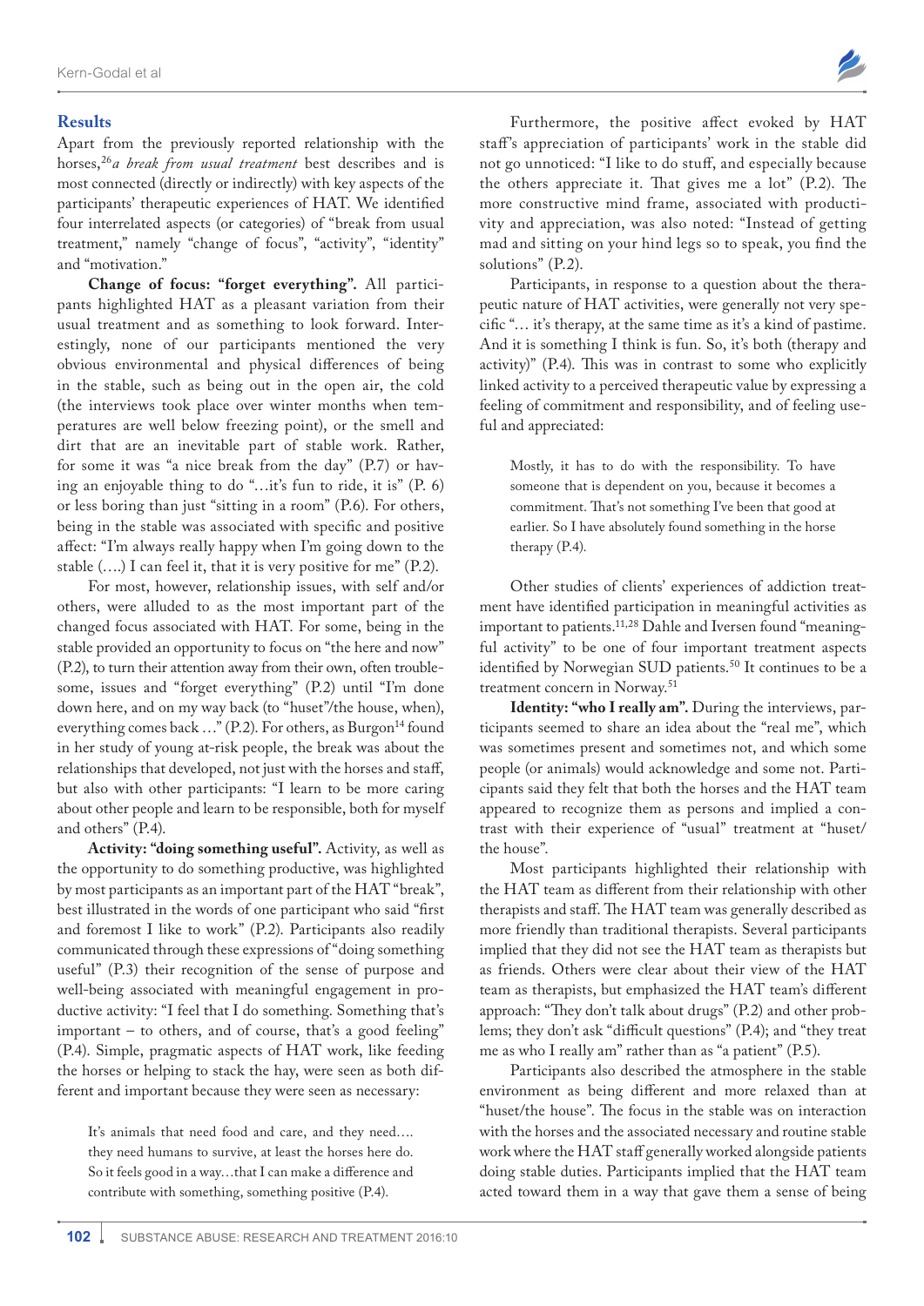## Results

Apart from the previously reported relationship with the horses,[26] *a break from usual treatment* best describes and is most connected (directly or indirectly) with key aspects of the participants' therapeutic experiences of HAT. We identified four interrelated aspects (or categories) of "break from usual treatment," namely "change of focus", "activity", "identity" and "motivation."

**Change of focus: "forget everything".** All participants highlighted HAT as a pleasant variation from their usual treatment and as something to look forward. Interestingly, none of our participants mentioned the very obvious environmental and physical differences of being in the stable, such as being out in the open air, the cold (the interviews took place over winter months when temperatures are well below freezing point), or the smell and dirt that are an inevitable part of stable work. Rather, for some it was "a nice break from the day" (P.7) or having an enjoyable thing to do "…it's fun to ride, it is" (P. 6) or less boring than just "sitting in a room" (P.6). For others, being in the stable was associated with specific and positive affect: "I'm always really happy when I'm going down to the stable (….) I can feel it, that it is very positive for me" (P.2).

For most, however, relationship issues, with self and/or others, were alluded to as the most important part of the changed focus associated with HAT. For some, being in the stable provided an opportunity to focus on "the here and now" (P.2), to turn their attention away from their own, often troublesome, issues and "forget everything" (P.2) until "I'm done down here, and on my way back (to "huset"/the house, when), everything comes back …" (P.2). For others, as Burgon[14] found in her study of young at-risk people, the break was about the relationships that developed, not just with the horses and staff, but also with other participants: "I learn to be more caring about other people and learn to be responsible, both for myself and others" (P.4).

**Activity: "doing something useful".** Activity, as well as the opportunity to do something productive, was highlighted by most participants as an important part of the HAT "break", best illustrated in the words of one participant who said "first and foremost I like to work" (P.2). Participants also readily communicated through these expressions of "doing something useful" (P.3) their recognition of the sense of purpose and well-being associated with meaningful engagement in productive activity: "I feel that I do something. Something that's important – to others, and of course, that's a good feeling" (P.4). Simple, pragmatic aspects of HAT work, like feeding the horses or helping to stack the hay, were seen as both different and important because they were seen as necessary:

> It's animals that need food and care, and they need…. they need humans to survive, at least the horses here do. So it feels good in a way…that I can make a difference and contribute with something, something positive (P.4).

Furthermore, the positive affect evoked by HAT staff's appreciation of participants' work in the stable did not go unnoticed: "I like to do stuff, and especially because the others appreciate it. That gives me a lot" (P.2). The more constructive mind frame, associated with productivity and appreciation, was also noted: "Instead of getting mad and sitting on your hind legs so to speak, you find the solutions" (P.2).

Participants, in response to a question about the therapeutic nature of HAT activities, were generally not very specific "… it's therapy, at the same time as it's a kind of pastime. And it is something I think is fun. So, it's both (therapy and activity)" (P.4). This was in contrast to some who explicitly linked activity to a perceived therapeutic value by expressing a feeling of commitment and responsibility, and of feeling useful and appreciated:

> Mostly, it has to do with the responsibility. To have someone that is dependent on you, because it becomes a commitment. That's not something I've been that good at earlier. So I have absolutely found something in the horse therapy (P.4).

Other studies of clients' experiences of addiction treatment have identified participation in meaningful activities as important to patients.[11,28] Dahle and Iversen found "meaningful activity" to be one of four important treatment aspects identified by Norwegian SUD patients.[50] It continues to be a treatment concern in Norway.[51]

**Identity: "who I really am".** During the interviews, participants seemed to share an idea about the "real me", which was sometimes present and sometimes not, and which some people (or animals) would acknowledge and some not. Participants said they felt that both the horses and the HAT team appeared to recognize them as persons and implied a contrast with their experience of "usual" treatment at "huset/the house".

Most participants highlighted their relationship with the HAT team as different from their relationship with other therapists and staff. The HAT team was generally described as more friendly than traditional therapists. Several participants implied that they did not see the HAT team as therapists but as friends. Others were clear about their view of the HAT team as therapists, but emphasized the HAT team's different approach: "They don't talk about drugs" (P.2) and other problems; they don't ask "difficult questions" (P.4); and "they treat me as who I really am" rather than as "a patient" (P.5).

Participants also described the atmosphere in the stable environment as being different and more relaxed than at "huset/the house". The focus in the stable was on interaction with the horses and the associated necessary and routine stable work where the HAT staff generally worked alongside patients doing stable duties. Participants implied that the HAT team acted toward them in a way that gave them a sense of being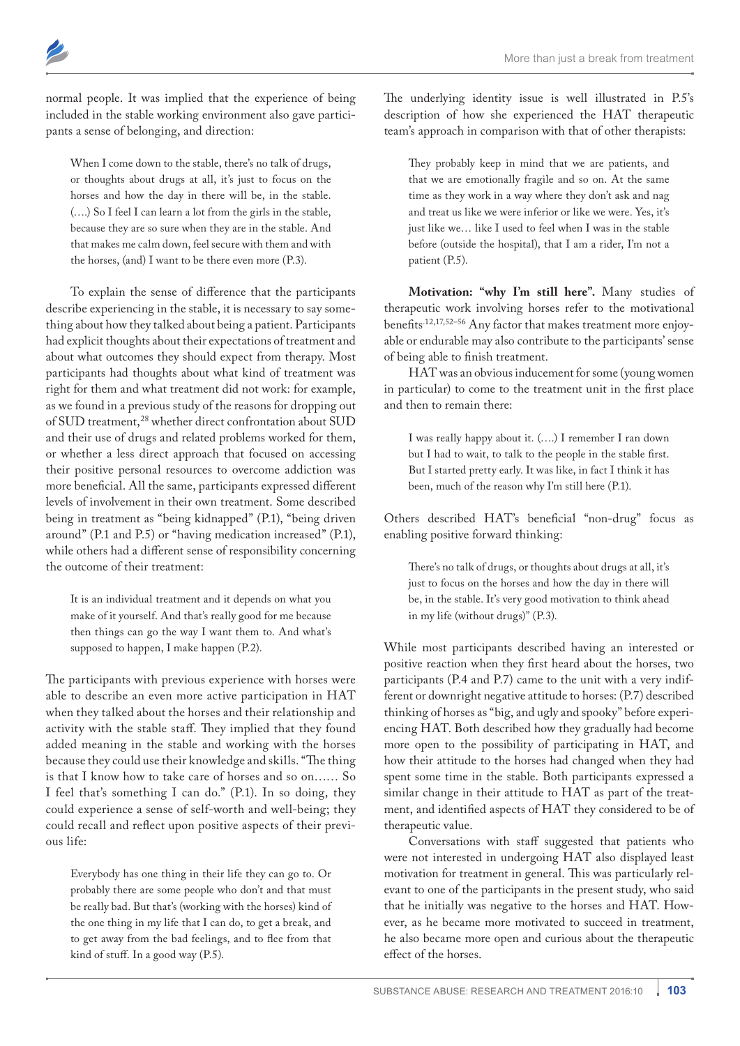normal people. It was implied that the experience of being included in the stable working environment also gave participants a sense of belonging, and direction:

> When I come down to the stable, there's no talk of drugs, or thoughts about drugs at all, it's just to focus on the horses and how the day in there will be, in the stable. (….) So I feel I can learn a lot from the girls in the stable, because they are so sure when they are in the stable. And that makes me calm down, feel secure with them and with the horses, (and) I want to be there even more (P.3).

To explain the sense of difference that the participants describe experiencing in the stable, it is necessary to say something about how they talked about being a patient. Participants had explicit thoughts about their expectations of treatment and about what outcomes they should expect from therapy. Most participants had thoughts about what kind of treatment was right for them and what treatment did not work: for example, as we found in a previous study of the reasons for dropping out of SUD treatment,[28] whether direct confrontation about SUD and their use of drugs and related problems worked for them, or whether a less direct approach that focused on accessing their positive personal resources to overcome addiction was more beneficial. All the same, participants expressed different levels of involvement in their own treatment. Some described being in treatment as "being kidnapped" (P.1), "being driven around" (P.1 and P.5) or "having medication increased" (P.1), while others had a different sense of responsibility concerning the outcome of their treatment:

> It is an individual treatment and it depends on what you make of it yourself. And that's really good for me because then things can go the way I want them to. And what's supposed to happen, I make happen (P.2).

The participants with previous experience with horses were able to describe an even more active participation in HAT when they talked about the horses and their relationship and activity with the stable staff. They implied that they found added meaning in the stable and working with the horses because they could use their knowledge and skills. "The thing is that I know how to take care of horses and so on…… So I feel that's something I can do." (P.1). In so doing, they could experience a sense of self-worth and well-being; they could recall and reflect upon positive aspects of their previous life:

> Everybody has one thing in their life they can go to. Or probably there are some people who don't and that must be really bad. But that's (working with the horses) kind of the one thing in my life that I can do, to get a break, and to get away from the bad feelings, and to flee from that kind of stuff. In a good way (P.5).

The underlying identity issue is well illustrated in P.5's description of how she experienced the HAT therapeutic team's approach in comparison with that of other therapists:

> They probably keep in mind that we are patients, and that we are emotionally fragile and so on. At the same time as they work in a way where they don't ask and nag and treat us like we were inferior or like we were. Yes, it's just like we… like I used to feel when I was in the stable before (outside the hospital), that I am a rider, I'm not a patient (P.5).

**Motivation: "why I'm still here".** Many studies of therapeutic work involving horses refer to the motivational benefits.[12,17,52–56] Any factor that makes treatment more enjoyable or endurable may also contribute to the participants' sense of being able to finish treatment.

HAT was an obvious inducement for some (young women in particular) to come to the treatment unit in the first place and then to remain there:

> I was really happy about it. (….) I remember I ran down but I had to wait, to talk to the people in the stable first. But I started pretty early. It was like, in fact I think it has been, much of the reason why I'm still here (P.1).

Others described HAT's beneficial "non-drug" focus as enabling positive forward thinking:

> There's no talk of drugs, or thoughts about drugs at all, it's just to focus on the horses and how the day in there will be, in the stable. It's very good motivation to think ahead in my life (without drugs)" (P.3).

While most participants described having an interested or positive reaction when they first heard about the horses, two participants (P.4 and P.7) came to the unit with a very indifferent or downright negative attitude to horses: (P.7) described thinking of horses as "big, and ugly and spooky" before experiencing HAT. Both described how they gradually had become more open to the possibility of participating in HAT, and how their attitude to the horses had changed when they had spent some time in the stable. Both participants expressed a similar change in their attitude to HAT as part of the treatment, and identified aspects of HAT they considered to be of therapeutic value.

Conversations with staff suggested that patients who were not interested in undergoing HAT also displayed least motivation for treatment in general. This was particularly relevant to one of the participants in the present study, who said that he initially was negative to the horses and HAT. However, as he became more motivated to succeed in treatment, he also became more open and curious about the therapeutic effect of the horses.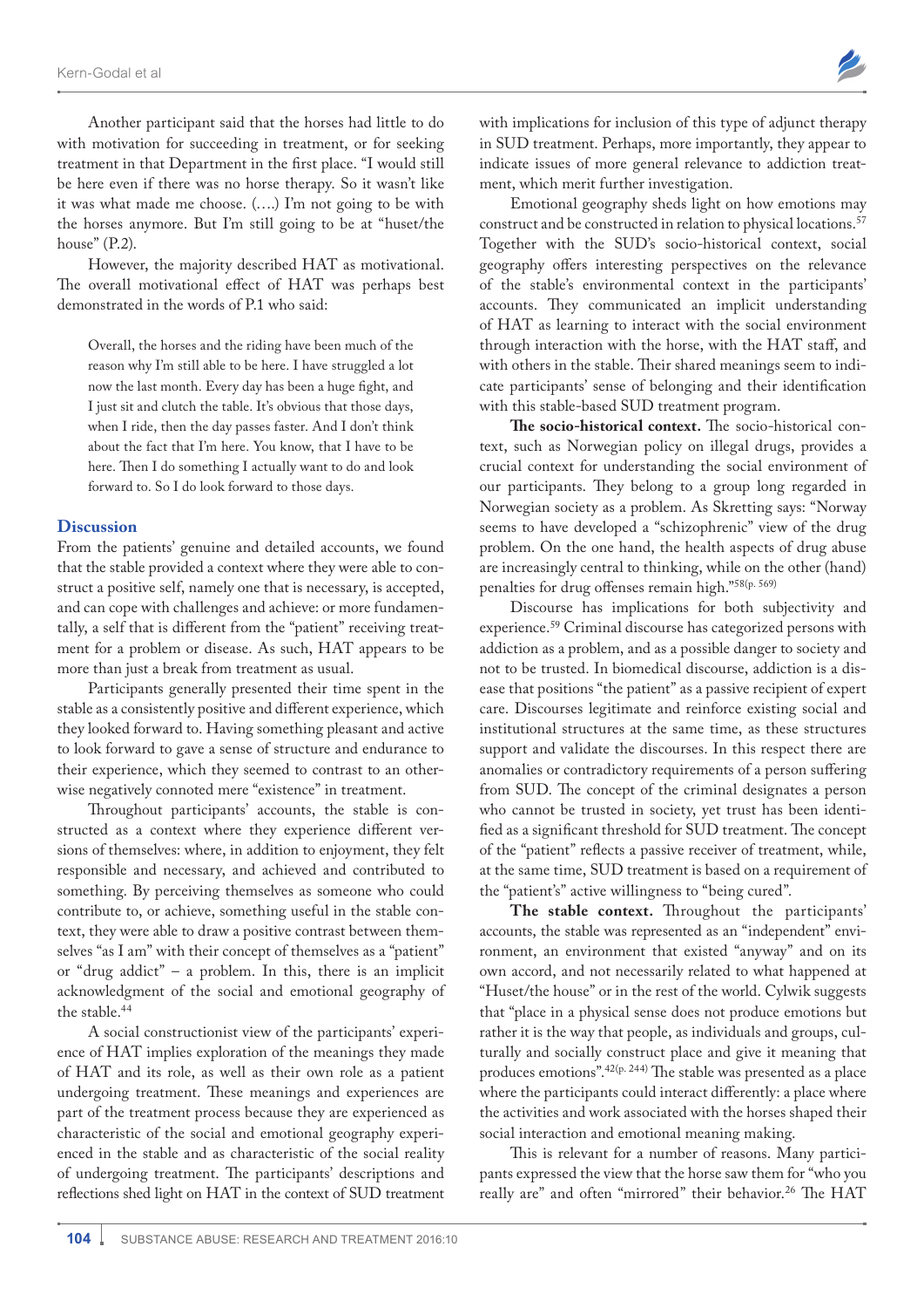Another participant said that the horses had little to do with motivation for succeeding in treatment, or for seeking treatment in that Department in the first place. "I would still be here even if there was no horse therapy. So it wasn't like it was what made me choose. (….) I'm not going to be with the horses anymore. But I'm still going to be at "huset/the house" (P.2).

However, the majority described HAT as motivational. The overall motivational effect of HAT was perhaps best demonstrated in the words of P.1 who said:

> Overall, the horses and the riding have been much of the reason why I'm still able to be here. I have struggled a lot now the last month. Every day has been a huge fight, and I just sit and clutch the table. It's obvious that those days, when I ride, then the day passes faster. And I don't think about the fact that I'm here. You know, that I have to be here. Then I do something I actually want to do and look forward to. So I do look forward to those days.

## Discussion

From the patients' genuine and detailed accounts, we found that the stable provided a context where they were able to construct a positive self, namely one that is necessary, is accepted, and can cope with challenges and achieve: or more fundamentally, a self that is different from the "patient" receiving treatment for a problem or disease. As such, HAT appears to be more than just a break from treatment as usual.

Participants generally presented their time spent in the stable as a consistently positive and different experience, which they looked forward to. Having something pleasant and active to look forward to gave a sense of structure and endurance to their experience, which they seemed to contrast to an otherwise negatively connoted mere "existence" in treatment.

Throughout participants' accounts, the stable is constructed as a context where they experience different versions of themselves: where, in addition to enjoyment, they felt responsible and necessary, and achieved and contributed to something. By perceiving themselves as someone who could contribute to, or achieve, something useful in the stable context, they were able to draw a positive contrast between themselves "as I am" with their concept of themselves as a "patient" or "drug addict" – a problem. In this, there is an implicit acknowledgment of the social and emotional geography of the stable.[44]

A social constructionist view of the participants' experience of HAT implies exploration of the meanings they made of HAT and its role, as well as their own role as a patient undergoing treatment. These meanings and experiences are part of the treatment process because they are experienced as characteristic of the social and emotional geography experienced in the stable and as characteristic of the social reality of undergoing treatment. The participants' descriptions and reflections shed light on HAT in the context of SUD treatment with implications for inclusion of this type of adjunct therapy in SUD treatment. Perhaps, more importantly, they appear to indicate issues of more general relevance to addiction treatment, which merit further investigation.

Emotional geography sheds light on how emotions may construct and be constructed in relation to physical locations.[57] Together with the SUD's socio-historical context, social geography offers interesting perspectives on the relevance of the stable's environmental context in the participants' accounts. They communicated an implicit understanding of HAT as learning to interact with the social environment through interaction with the horse, with the HAT staff, and with others in the stable. Their shared meanings seem to indicate participants' sense of belonging and their identification with this stable-based SUD treatment program.

**The socio-historical context.** The socio-historical context, such as Norwegian policy on illegal drugs, provides a crucial context for understanding the social environment of our participants. They belong to a group long regarded in Norwegian society as a problem. As Skretting says: "Norway seems to have developed a "schizophrenic" view of the drug problem. On the one hand, the health aspects of drug abuse are increasingly central to thinking, while on the other (hand) penalties for drug offenses remain high."[58(p. 569)]

Discourse has implications for both subjectivity and experience.[59] Criminal discourse has categorized persons with addiction as a problem, and as a possible danger to society and not to be trusted. In biomedical discourse, addiction is a disease that positions "the patient" as a passive recipient of expert care. Discourses legitimate and reinforce existing social and institutional structures at the same time, as these structures support and validate the discourses. In this respect there are anomalies or contradictory requirements of a person suffering from SUD. The concept of the criminal designates a person who cannot be trusted in society, yet trust has been identified as a significant threshold for SUD treatment. The concept of the "patient" reflects a passive receiver of treatment, while, at the same time, SUD treatment is based on a requirement of the "patient's" active willingness to "being cured".

**The stable context.** Throughout the participants' accounts, the stable was represented as an "independent" environment, an environment that existed "anyway" and on its own accord, and not necessarily related to what happened at "Huset/the house" or in the rest of the world. Cylwik suggests that "place in a physical sense does not produce emotions but rather it is the way that people, as individuals and groups, culturally and socially construct place and give it meaning that produces emotions".[42(p. 244)] The stable was presented as a place where the participants could interact differently: a place where the activities and work associated with the horses shaped their social interaction and emotional meaning making.

This is relevant for a number of reasons. Many participants expressed the view that the horse saw them for "who you really are" and often "mirrored" their behavior.[26] The HAT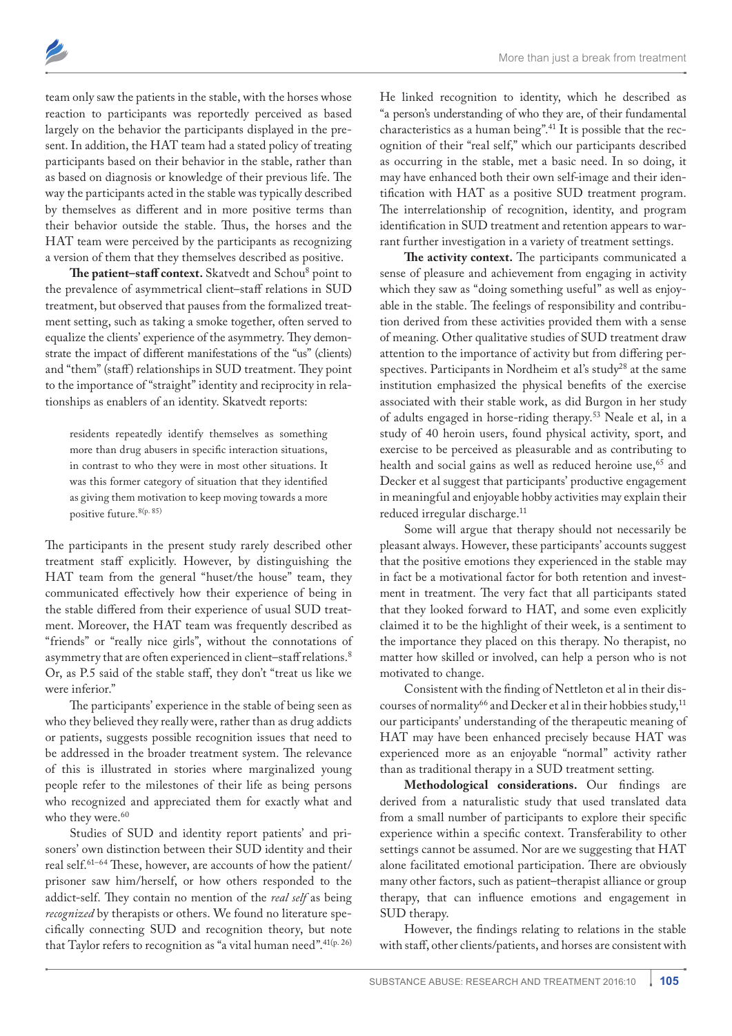team only saw the patients in the stable, with the horses whose reaction to participants was reportedly perceived as based largely on the behavior the participants displayed in the present. In addition, the HAT team had a stated policy of treating participants based on their behavior in the stable, rather than as based on diagnosis or knowledge of their previous life. The way the participants acted in the stable was typically described by themselves as different and in more positive terms than their behavior outside the stable. Thus, the horses and the HAT team were perceived by the participants as recognizing a version of them that they themselves described as positive.

**The patient–staff context.** Skatvedt and Schou[8] point to the prevalence of asymmetrical client–staff relations in SUD treatment, but observed that pauses from the formalized treatment setting, such as taking a smoke together, often served to equalize the clients' experience of the asymmetry. They demonstrate the impact of different manifestations of the "us" (clients) and "them" (staff) relationships in SUD treatment. They point to the importance of "straight" identity and reciprocity in relationships as enablers of an identity. Skatvedt reports:

> residents repeatedly identify themselves as something more than drug abusers in specific interaction situations, in contrast to who they were in most other situations. It was this former category of situation that they identified as giving them motivation to keep moving towards a more positive future.[8(p. 85)]

The participants in the present study rarely described other treatment staff explicitly. However, by distinguishing the HAT team from the general "huset/the house" team, they communicated effectively how their experience of being in the stable differed from their experience of usual SUD treatment. Moreover, the HAT team was frequently described as "friends" or "really nice girls", without the connotations of asymmetry that are often experienced in client–staff relations.[8] Or, as P.5 said of the stable staff, they don't "treat us like we were inferior."

The participants' experience in the stable of being seen as who they believed they really were, rather than as drug addicts or patients, suggests possible recognition issues that need to be addressed in the broader treatment system. The relevance of this is illustrated in stories where marginalized young people refer to the milestones of their life as being persons who recognized and appreciated them for exactly what and who they were.[60]

Studies of SUD and identity report patients' and prisoners' own distinction between their SUD identity and their real self.[61–64] These, however, are accounts of how the patient/prisoner saw him/herself, or how others responded to the addict-self. They contain no mention of the *real self* as being *recognized* by therapists or others. We found no literature specifically connecting SUD and recognition theory, but note that Taylor refers to recognition as "a vital human need".[41(p. 26)] He linked recognition to identity, which he described as "a person's understanding of who they are, of their fundamental characteristics as a human being".[41] It is possible that the recognition of their "real self," which our participants described as occurring in the stable, met a basic need. In so doing, it may have enhanced both their own self-image and their identification with HAT as a positive SUD treatment program. The interrelationship of recognition, identity, and program identification in SUD treatment and retention appears to warrant further investigation in a variety of treatment settings.

**The activity context.** The participants communicated a sense of pleasure and achievement from engaging in activity which they saw as "doing something useful" as well as enjoyable in the stable. The feelings of responsibility and contribution derived from these activities provided them with a sense of meaning. Other qualitative studies of SUD treatment draw attention to the importance of activity but from differing perspectives. Participants in Nordheim et al's study[28] at the same institution emphasized the physical benefits of the exercise associated with their stable work, as did Burgon in her study of adults engaged in horse-riding therapy.[53] Neale et al, in a study of 40 heroin users, found physical activity, sport, and exercise to be perceived as pleasurable and as contributing to health and social gains as well as reduced heroine use,[65] and Decker et al suggest that participants' productive engagement in meaningful and enjoyable hobby activities may explain their reduced irregular discharge.[11]

Some will argue that therapy should not necessarily be pleasant always. However, these participants' accounts suggest that the positive emotions they experienced in the stable may in fact be a motivational factor for both retention and investment in treatment. The very fact that all participants stated that they looked forward to HAT, and some even explicitly claimed it to be the highlight of their week, is a sentiment to the importance they placed on this therapy. No therapist, no matter how skilled or involved, can help a person who is not motivated to change.

Consistent with the finding of Nettleton et al in their discourses of normality[66] and Decker et al in their hobbies study,[11] our participants' understanding of the therapeutic meaning of HAT may have been enhanced precisely because HAT was experienced more as an enjoyable "normal" activity rather than as traditional therapy in a SUD treatment setting.

**Methodological considerations.** Our findings are derived from a naturalistic study that used translated data from a small number of participants to explore their specific experience within a specific context. Transferability to other settings cannot be assumed. Nor are we suggesting that HAT alone facilitated emotional participation. There are obviously many other factors, such as patient–therapist alliance or group therapy, that can influence emotions and engagement in SUD therapy.

However, the findings relating to relations in the stable with staff, other clients/patients, and horses are consistent with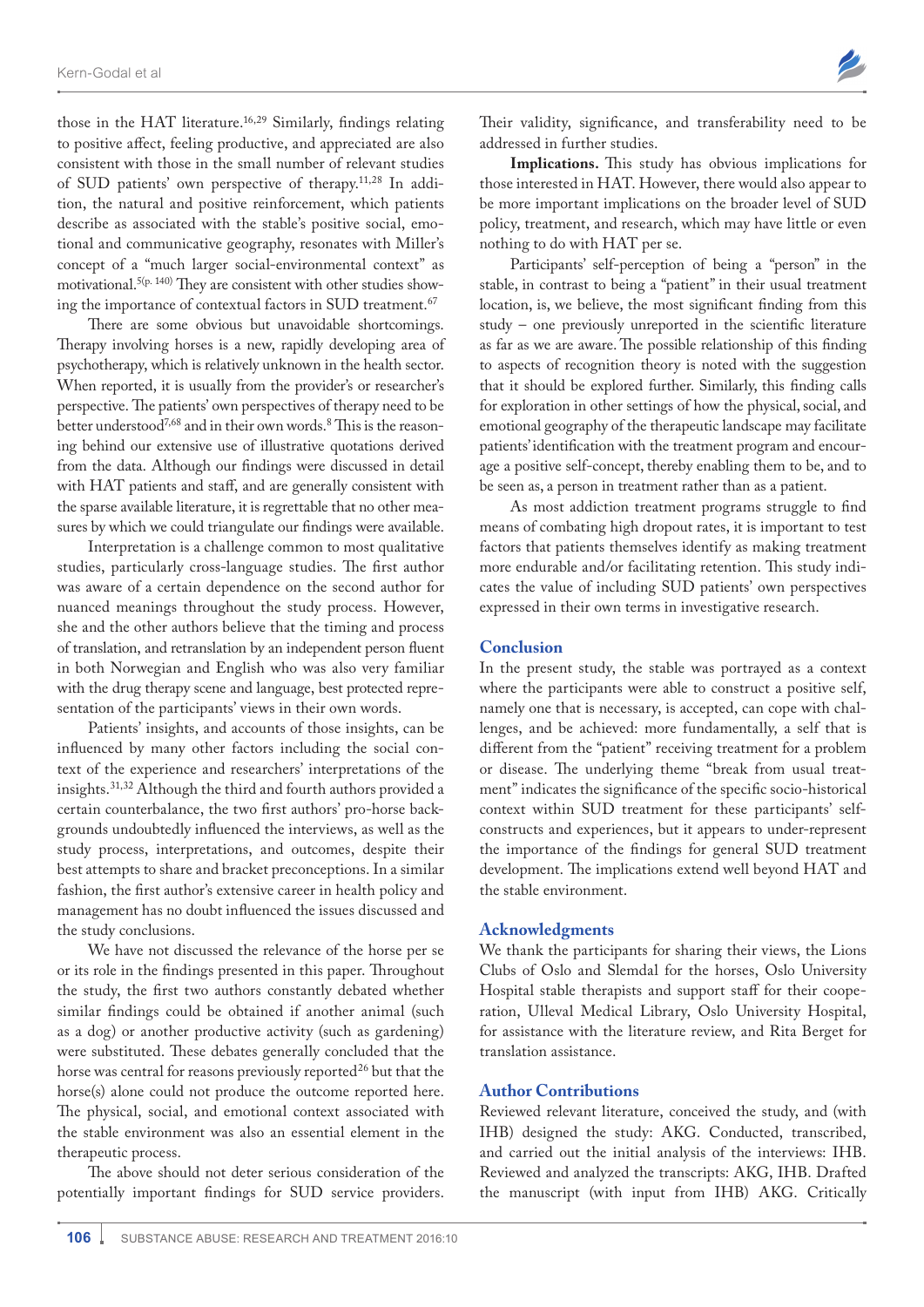those in the HAT literature.[16,29] Similarly, findings relating to positive affect, feeling productive, and appreciated are also consistent with those in the small number of relevant studies of SUD patients' own perspective of therapy.[11,28] In addition, the natural and positive reinforcement, which patients describe as associated with the stable's positive social, emotional and communicative geography, resonates with Miller's concept of a "much larger social-environmental context" as motivational.[5(p. 140)] They are consistent with other studies showing the importance of contextual factors in SUD treatment.[67]

There are some obvious but unavoidable shortcomings. Therapy involving horses is a new, rapidly developing area of psychotherapy, which is relatively unknown in the health sector. When reported, it is usually from the provider's or researcher's perspective. The patients' own perspectives of therapy need to be better understood[7,68] and in their own words.[8] This is the reasoning behind our extensive use of illustrative quotations derived from the data. Although our findings were discussed in detail with HAT patients and staff, and are generally consistent with the sparse available literature, it is regrettable that no other measures by which we could triangulate our findings were available.

Interpretation is a challenge common to most qualitative studies, particularly cross-language studies. The first author was aware of a certain dependence on the second author for nuanced meanings throughout the study process. However, she and the other authors believe that the timing and process of translation, and retranslation by an independent person fluent in both Norwegian and English who was also very familiar with the drug therapy scene and language, best protected representation of the participants' views in their own words.

Patients' insights, and accounts of those insights, can be influenced by many other factors including the social context of the experience and researchers' interpretations of the insights.[31,32] Although the third and fourth authors provided a certain counterbalance, the two first authors' pro-horse backgrounds undoubtedly influenced the interviews, as well as the study process, interpretations, and outcomes, despite their best attempts to share and bracket preconceptions. In a similar fashion, the first author's extensive career in health policy and management has no doubt influenced the issues discussed and the study conclusions.

We have not discussed the relevance of the horse per se or its role in the findings presented in this paper. Throughout the study, the first two authors constantly debated whether similar findings could be obtained if another animal (such as a dog) or another productive activity (such as gardening) were substituted. These debates generally concluded that the horse was central for reasons previously reported[26] but that the horse(s) alone could not produce the outcome reported here. The physical, social, and emotional context associated with the stable environment was also an essential element in the therapeutic process.

The above should not deter serious consideration of the potentially important findings for SUD service providers. Their validity, significance, and transferability need to be addressed in further studies.

**Implications.** This study has obvious implications for those interested in HAT. However, there would also appear to be more important implications on the broader level of SUD policy, treatment, and research, which may have little or even nothing to do with HAT per se.

Participants' self-perception of being a "person" in the stable, in contrast to being a "patient" in their usual treatment location, is, we believe, the most significant finding from this study – one previously unreported in the scientific literature as far as we are aware. The possible relationship of this finding to aspects of recognition theory is noted with the suggestion that it should be explored further. Similarly, this finding calls for exploration in other settings of how the physical, social, and emotional geography of the therapeutic landscape may facilitate patients' identification with the treatment program and encourage a positive self-concept, thereby enabling them to be, and to be seen as, a person in treatment rather than as a patient.

As most addiction treatment programs struggle to find means of combating high dropout rates, it is important to test factors that patients themselves identify as making treatment more endurable and/or facilitating retention. This study indicates the value of including SUD patients' own perspectives expressed in their own terms in investigative research.

## Conclusion

In the present study, the stable was portrayed as a context where the participants were able to construct a positive self, namely one that is necessary, is accepted, can cope with challenges, and be achieved: more fundamentally, a self that is different from the "patient" receiving treatment for a problem or disease. The underlying theme "break from usual treatment" indicates the significance of the specific socio-historical context within SUD treatment for these participants' self-constructs and experiences, but it appears to under-represent the importance of the findings for general SUD treatment development. The implications extend well beyond HAT and the stable environment.

## Acknowledgments

We thank the participants for sharing their views, the Lions Clubs of Oslo and Slemdal for the horses, Oslo University Hospital stable therapists and support staff for their cooperation, Ulleval Medical Library, Oslo University Hospital, for assistance with the literature review, and Rita Berget for translation assistance.

## Author Contributions

Reviewed relevant literature, conceived the study, and (with IHB) designed the study: AKG. Conducted, transcribed, and carried out the initial analysis of the interviews: IHB. Reviewed and analyzed the transcripts: AKG, IHB. Drafted the manuscript (with input from IHB) AKG. Critically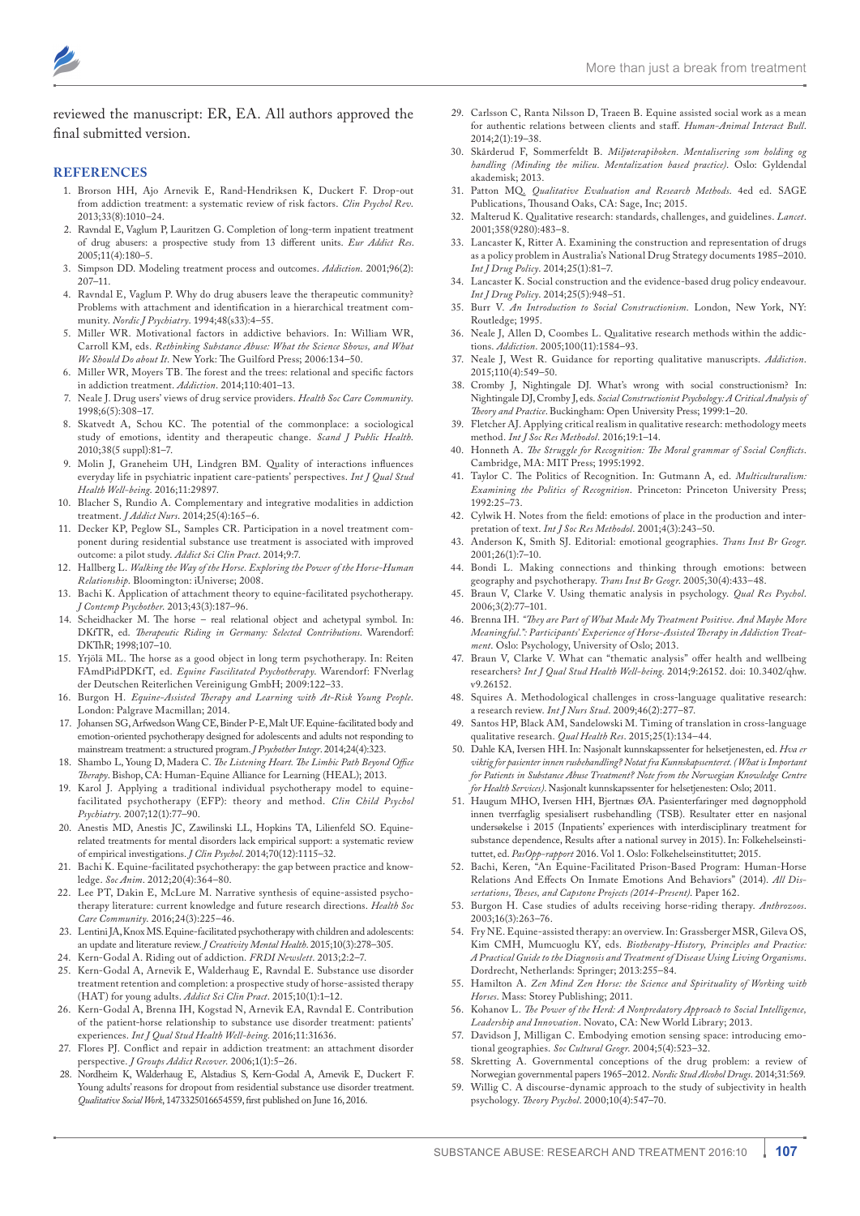reviewed the manuscript: ER, EA. All authors approved the final submitted version.

## REFERENCES

1. Brorson HH, Ajo Arnevik E, Rand-Hendriksen K, Duckert F. Drop-out from addiction treatment: a systematic review of risk factors. *Clin Psychol Rev*. 2013;33(8):1010–24.
2. Ravndal E, Vaglum P, Lauritzen G. Completion of long-term inpatient treatment of drug abusers: a prospective study from 13 different units. *Eur Addict Res*. 2005;11(4):180–5.
3. Simpson DD. Modeling treatment process and outcomes. *Addiction*. 2001;96(2): 207–11.
4. Ravndal E, Vaglum P. Why do drug abusers leave the therapeutic community? Problems with attachment and identification in a hierarchical treatment community. *Nordic J Psychiatry*. 1994;48(s33):4–55.
5. Miller WR. Motivational factors in addictive behaviors. In: William WR, Carroll KM, eds. *Rethinking Substance Abuse: What the Science Shows, and What We Should Do about It*. New York: The Guilford Press; 2006:134–50.
6. Miller WR, Moyers TB. The forest and the trees: relational and specific factors in addiction treatment. *Addiction*. 2014;110:401–13.
7. Neale J. Drug users' views of drug service providers. *Health Soc Care Community*. 1998;6(5):308–17.
8. Skatvedt A, Schou KC. The potential of the commonplace: a sociological study of emotions, identity and therapeutic change. *Scand J Public Health*. 2010;38(5 suppl):81–7.
9. Molin J, Graneheim UH, Lindgren BM. Quality of interactions influences everyday life in psychiatric inpatient care-patients' perspectives. *Int J Qual Stud Health Well-being*. 2016;11:29897.
10. Blacher S, Rundio A. Complementary and integrative modalities in addiction treatment. *J Addict Nurs*. 2014;25(4):165–6.
11. Decker KP, Peglow SL, Samples CR. Participation in a novel treatment component during residential substance use treatment is associated with improved outcome: a pilot study. *Addict Sci Clin Pract*. 2014;9:7.
12. Hallberg L. *Walking the Way of the Horse. Exploring the Power of the Horse-Human Relationship*. Bloomington: iUniverse; 2008.
13. Bachi K. Application of attachment theory to equine-facilitated psychotherapy. *J Contemp Psychother*. 2013;43(3):187–96.
14. Scheidhacker M. The horse – real relational object and achetypal symbol. In: DKfTR, ed. *Therapeutic Riding in Germany: Selected Contributions*. Warendorf: DKThR; 1998;107–10.
15. Yrjölä ML. The horse as a good object in long term psychotherapy. In: Reiten FAmdPidPDKfT, ed. *Equine Fascilitated Psychotherapy*. Warendorf: FNverlag der Deutschen Reiterlichen Vereinigung GmbH; 2009:122–33.
16. Burgon H. *Equine-Assisted Therapy and Learning with At-Risk Young People*. London: Palgrave Macmillan; 2014.
17. Johansen SG, Arfwedson Wang CE, Binder P-E, Malt UF. Equine-facilitated body and emotion-oriented psychotherapy designed for adolescents and adults not responding to mainstream treatment: a structured program. *J Psychother Integr*. 2014;24(4):323.
18. Shambo L, Young D, Madera C. *The Listening Heart. The Limbic Path Beyond Office Therapy*. Bishop, CA: Human-Equine Alliance for Learning (HEAL); 2013.
19. Karol J. Applying a traditional individual psychotherapy model to equine-facilitated psychotherapy (EFP): theory and method. *Clin Child Psychol Psychiatry*. 2007;12(1):77–90.
20. Anestis MD, Anestis JC, Zawilinski LL, Hopkins TA, Lilienfeld SO. Equine-related treatments for mental disorders lack empirical support: a systematic review of empirical investigations. *J Clin Psychol*. 2014;70(12):1115–32.
21. Bachi K. Equine-facilitated psychotherapy: the gap between practice and knowledge. *Soc Anim*. 2012;20(4):364–80.
22. Lee PT, Dakin E, McLure M. Narrative synthesis of equine-assisted psychotherapy literature: current knowledge and future research directions. *Health Soc Care Community*. 2016;24(3):225–46.
23. Lentini JA, Knox MS. Equine-facilitated psychotherapy with children and adolescents: an update and literature review. *J Creativity Mental Health*. 2015;10(3):278–305.
24. Kern-Godal A. Riding out of addiction. *FRDI Newslett*. 2013;2:2–7.
25. Kern-Godal A, Arnevik E, Walderhaug E, Ravndal E. Substance use disorder treatment retention and completion: a prospective study of horse-assisted therapy (HAT) for young adults. *Addict Sci Clin Pract*. 2015;10(1):1–12.
26. Kern-Godal A, Brenna IH, Kogstad N, Arnevik EA, Ravndal E. Contribution of the patient-horse relationship to substance use disorder treatment: patients' experiences. *Int J Qual Stud Health Well-being*. 2016;11:31636.
27. Flores PJ. Conflict and repair in addiction treatment: an attachment disorder perspective. *J Groups Addict Recover*. 2006;1(1):5–26.
28. Nordheim K, Walderhaug E, Alstadius S, Kern-Godal A, Arnevik E, Duckert F. Young adults' reasons for dropout from residential substance use disorder treatment. *Qualitative Social Work*, 1473325016654559, first published on June 16, 2016.
29. Carlsson C, Ranta Nilsson D, Traeen B. Equine assisted social work as a mean for authentic relations between clients and staff. *Human-Animal Interact Bull*. 2014;2(1):19–38.
30. Skårderud F, Sommerfeldt B. *Miljøterapiboken. Mentalisering som holding og handling (Minding the milieu. Mentalization based practice)*. Oslo: Gyldendal akademisk; 2013.
31. Patton MQ. *Qualitative Evaluation and Research Methods*. 4ed ed. SAGE Publications, Thousand Oaks, CA: Sage, Inc; 2015.
32. Malterud K. Qualitative research: standards, challenges, and guidelines. *Lancet*. 2001;358(9280):483–8.
33. Lancaster K, Ritter A. Examining the construction and representation of drugs as a policy problem in Australia's National Drug Strategy documents 1985–2010. *Int J Drug Policy*. 2014;25(1):81–7.
34. Lancaster K. Social construction and the evidence-based drug policy endeavour. *Int J Drug Policy*. 2014;25(5):948–51.
35. Burr V. *An Introduction to Social Constructionism*. London, New York, NY: Routledge; 1995.
36. Neale J, Allen D, Coombes L. Qualitative research methods within the addictions. *Addiction*. 2005;100(11):1584–93.
37. Neale J, West R. Guidance for reporting qualitative manuscripts. *Addiction*. 2015;110(4):549–50.
38. Cromby J, Nightingale DJ. What's wrong with social constructionism? In: Nightingale DJ, Cromby J, eds. *Social Constructionist Psychology: A Critical Analysis of Theory and Practice*. Buckingham: Open University Press; 1999:1–20.
39. Fletcher AJ. Applying critical realism in qualitative research: methodology meets method. *Int J Soc Res Methodol*. 2016;19:1–14.
40. Honneth A. *The Struggle for Recognition: The Moral grammar of Social Conflicts*. Cambridge, MA: MIT Press; 1995:1992.
41. Taylor C. The Politics of Recognition. In: Gutmann A, ed. *Multiculturalism: Examining the Politics of Recognition*. Princeton: Princeton University Press; 1992:25–73.
42. Cylwik H. Notes from the field: emotions of place in the production and interpretation of text. *Int J Soc Res Methodol*. 2001;4(3):243–50.
43. Anderson K, Smith SJ. Editorial: emotional geographies. *Trans Inst Br Geogr*. 2001;26(1):7–10.
44. Bondi L. Making connections and thinking through emotions: between geography and psychotherapy. *Trans Inst Br Geogr*. 2005;30(4):433–48.
45. Braun V, Clarke V. Using thematic analysis in psychology. *Qual Res Psychol*. 2006;3(2):77–101.
46. Brenna IH. *"They are Part of What Made My Treatment Positive. And Maybe More Meaningful.": Participants' Experience of Horse-Assisted Therapy in Addiction Treatment*. Oslo: Psychology, University of Oslo; 2013.
47. Braun V, Clarke V. What can "thematic analysis" offer health and wellbeing researchers? *Int J Qual Stud Health Well-being*. 2014;9:26152. doi: 10.3402/qhw.v9.26152.
48. Squires A. Methodological challenges in cross-language qualitative research: a research review. *Int J Nurs Stud*. 2009;46(2):277–87.
49. Santos HP, Black AM, Sandelowski M. Timing of translation in cross-language qualitative research. *Qual Health Res*. 2015;25(1):134–44.
50. Dahle KA, Iversen HH. In: Nasjonalt kunnskapssenter for helsetjenesten, ed. *Hva er viktig for pasienter innen rusbehandling? Notat fra Kunnskapssenteret. (What is Important for Patients in Substance Abuse Treatment? Note from the Norwegian Knowledge Centre for Health Services)*. Nasjonalt kunnskapssenter for helsetjenesten: Oslo; 2011.
51. Haugum MHO, Iversen HH, Bjertnæs ØA. Pasienterfaringer med døgnopphold innen tverrfaglig spesialisert rusbehandling (TSB). Resultater etter en nasjonal undersøkelse i 2015 (Inpatients' experiences with interdisciplinary treatment for substance dependence, Results after a national survey in 2015). In: Folkehelseinstituttet, ed. *PasOpp-rapport* 2016. Vol 1. Oslo: Folkehelseinstituttet; 2015.
52. Bachi, Keren, "An Equine-Facilitated Prison-Based Program: Human-Horse Relations And Effects On Inmate Emotions And Behaviors" (2014). *All Dissertations, Theses, and Capstone Projects (2014-Present)*. Paper 162.
53. Burgon H. Case studies of adults receiving horse-riding therapy. *Anthrozoos*. 2003;16(3):263–76.
54. Fry NE. Equine-assisted therapy: an overview. In: Grassberger MSR, Gileva OS, Kim CMH, Mumcuoglu KY, eds. *Biotherapy-History, Principles and Practice: A Practical Guide to the Diagnosis and Treatment of Disease Using Living Organisms*. Dordrecht, Netherlands: Springer; 2013:255–84.
55. Hamilton A. *Zen Mind Zen Horse: the Science and Spirituality of Working with Horses*. Mass: Storey Publishing; 2011.
56. Kohanov L. *The Power of the Herd: A Nonpredatory Approach to Social Intelligence, Leadership and Innovation*. Novato, CA: New World Library; 2013.
57. Davidson J, Milligan C. Embodying emotion sensing space: introducing emotional geographies. *Soc Cultural Geogr*. 2004;5(4):523–32.
58. Skretting A. Governmental conceptions of the drug problem: a review of Norwegian governmental papers 1965–2012. *Nordic Stud Alcohol Drugs*. 2014;31:569.
59. Willig C. A discourse-dynamic approach to the study of subjectivity in health psychology. *Theory Psychol*. 2000;10(4):547–70.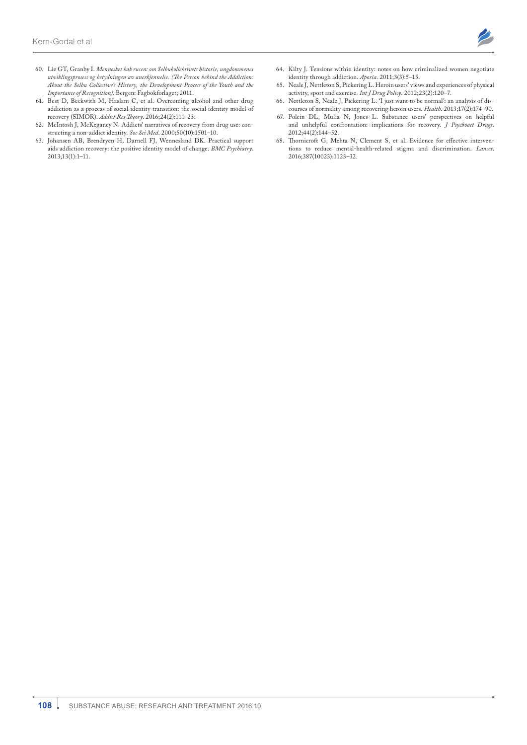60. Lie GT, Granby I. *Mennesket bak rusen: om Selbukollektivets historie, ungdommenes utviklingsprosess og betydningen av anerkjennelse. (The Person behind the Addiction: About the Selbu Collective's History, the Development Process of the Youth and the Importance of Recognition)*. Bergen: Fagbokforlaget; 2011.
61. Best D, Beckwith M, Haslam C, et al. Overcoming alcohol and other drug addiction as a process of social identity transition: the social identity model of recovery (SIMOR). *Addict Res Theory*. 2016;24(2):111–23.
62. McIntosh J, McKeganey N. Addicts' narratives of recovery from drug use: constructing a non-addict identity. *Soc Sci Med*. 2000;50(10):1501–10.
63. Johansen AB, Brendryen H, Darnell FJ, Wennesland DK. Practical support aids addiction recovery: the positive identity model of change. *BMC Psychiatry*. 2013;13(1):1–11.
64. Kilty J. Tensions within identity: notes on how criminalized women negotiate identity through addiction. *Aporia*. 2011;3(3):5–15.
65. Neale J, Nettleton S, Pickering L. Heroin users' views and experiences of physical activity, sport and exercise. *Int J Drug Policy*. 2012;23(2):120–7.
66. Nettleton S, Neale J, Pickering L. 'I just want to be normal': an analysis of discourses of normality among recovering heroin users. *Health*. 2013;17(2):174–90.
67. Polcin DL, Mulia N, Jones L. Substance users' perspectives on helpful and unhelpful confrontation: implications for recovery. *J Psychoact Drugs*. 2012;44(2):144–52.
68. Thornicroft G, Mehta N, Clement S, et al. Evidence for effective interventions to reduce mental-health-related stigma and discrimination. *Lancet*. 2016;387(10023):1123–32.